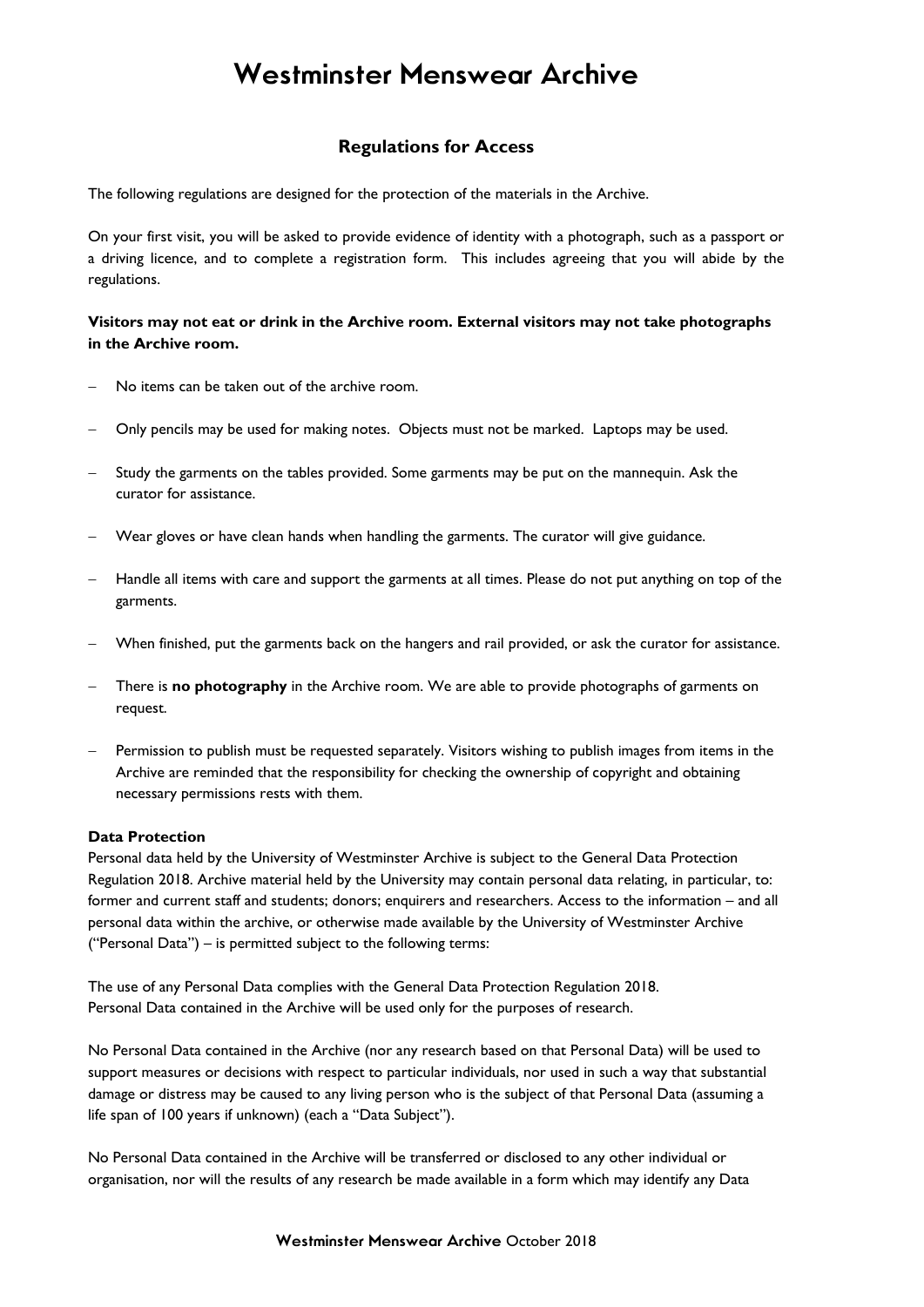# Westminster Menswear Archive

## Regulations for Access

The following regulations are designed for the protection of the materials in the Archive.

On your first visit, you will be asked to provide evidence of identity with a photograph, such as a passport or a driving licence, and to complete a registration form. This includes agreeing that you will abide by the regulations.

**Visitors may not eat or drink in the Archive room. External visitors may not take photographs in the Archive room.**

- No items can be taken out of the archive room.
- Only pencils may be used for making notes. Objects must not be marked. Laptops may be used.
- Study the garments on the tables provided. Some garments may be put on the mannequin. Ask the curator for assistance.
- Wear gloves or have clean hands when handling the garments. The curator will give guidance.
- Handle all items with care and support the garments at all times. Please do not put anything on top of the garments.
- When finished, put the garments back on the hangers and rail provided, or ask the curator for assistance.
- There is **no photography** in the Archive room. We are able to provide photographs of garments on request.
- Permission to publish must be requested separately. Visitors wishing to publish images from items in the Archive are reminded that the responsibility for checking the ownership of copyright and obtaining necessary permissions rests with them.

**Data Protection**

Personal data held by the University of Westminster Archive is subject to the General Data Protection Regulation 2018. Archive material held by the University may contain personal data relating, in particular, to: former and current staff and students; donors; enquirers and researchers. Access to the information – and all personal data within the archive, or otherwise made available by the University of Westminster Archive ("Personal Data") – is permitted subject to the following terms:

The use of any Personal Data complies with the General Data Protection Regulation 2018.
Personal Data contained in the Archive will be used only for the purposes of research.

No Personal Data contained in the Archive (nor any research based on that Personal Data) will be used to support measures or decisions with respect to particular individuals, nor used in such a way that substantial damage or distress may be caused to any living person who is the subject of that Personal Data (assuming a life span of 100 years if unknown) (each a "Data Subject").

No Personal Data contained in the Archive will be transferred or disclosed to any other individual or organisation, nor will the results of any research be made available in a form which may identify any Data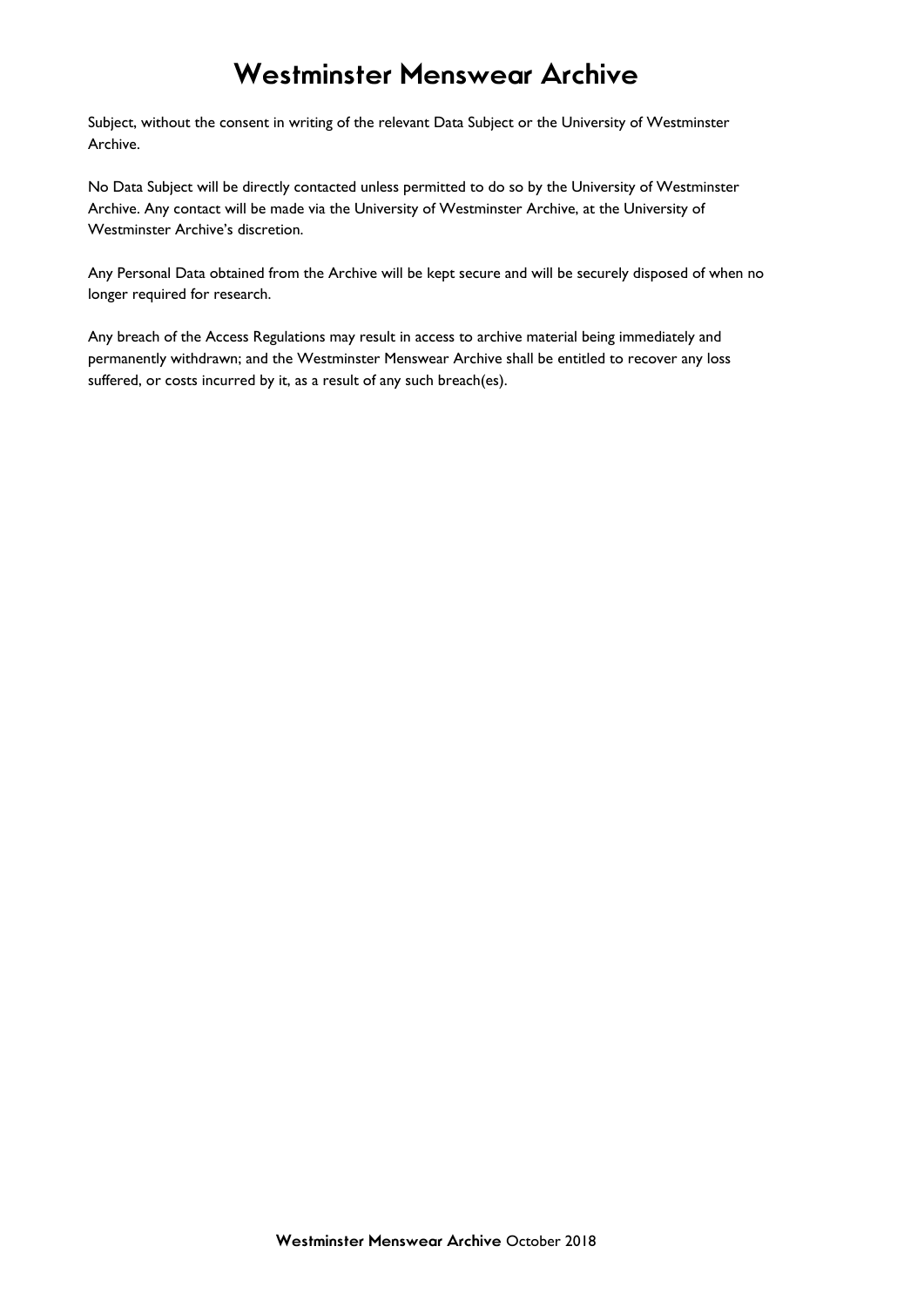Subject, without the consent in writing of the relevant Data Subject or the University of Westminster Archive.

No Data Subject will be directly contacted unless permitted to do so by the University of Westminster Archive. Any contact will be made via the University of Westminster Archive, at the University of Westminster Archive's discretion.

Any Personal Data obtained from the Archive will be kept secure and will be securely disposed of when no longer required for research.

Any breach of the Access Regulations may result in access to archive material being immediately and permanently withdrawn; and the Westminster Menswear Archive shall be entitled to recover any loss suffered, or costs incurred by it, as a result of any such breach(es).